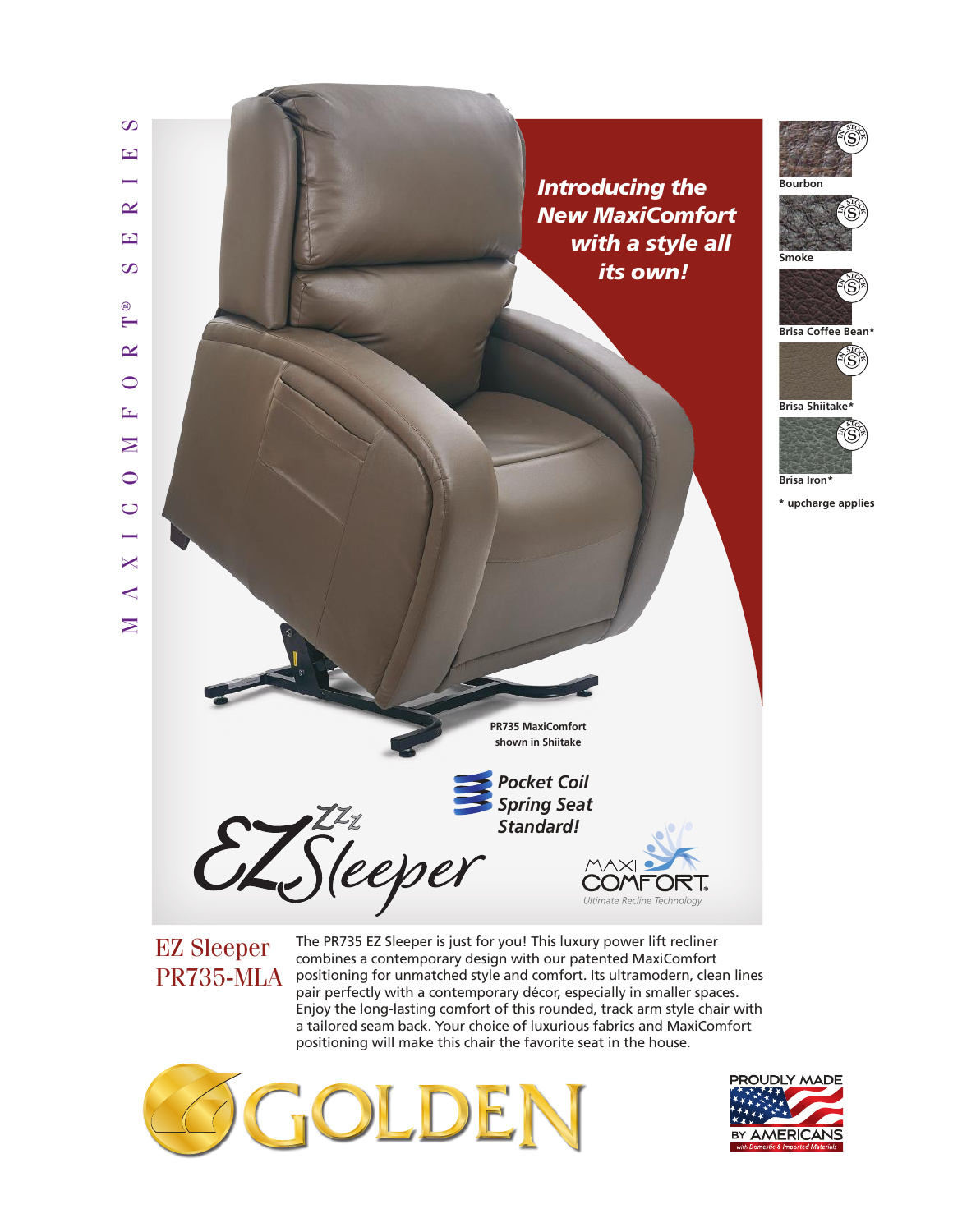MAXICOMFORT® SERIES

*Introducing the New MaxiComfort with a style all its own!*

Bourbon

Smoke

Brisa Coffee Bean*

Brisa Shiitake*

Brisa Iron*

**\* upcharge applies**

**PR735 MaxiComfort shown in Shiitake**

***Pocket Coil Spring Seat Standard!***

EZ Sleeper

MAXI COMFORT

*Ultimate Recline Technology*

# EZ Sleeper PR735-MLA

The PR735 EZ Sleeper is just for you! This luxury power lift recliner combines a contemporary design with our patented MaxiComfort positioning for unmatched style and comfort. Its ultramodern, clean lines pair perfectly with a contemporary décor, especially in smaller spaces. Enjoy the long-lasting comfort of this rounded, track arm style chair with a tailored seam back. Your choice of luxurious fabrics and MaxiComfort positioning will make this chair the favorite seat in the house.

GOLDEN

PROUDLY MADE BY AMERICANS

*with Domestic & Imported Materials*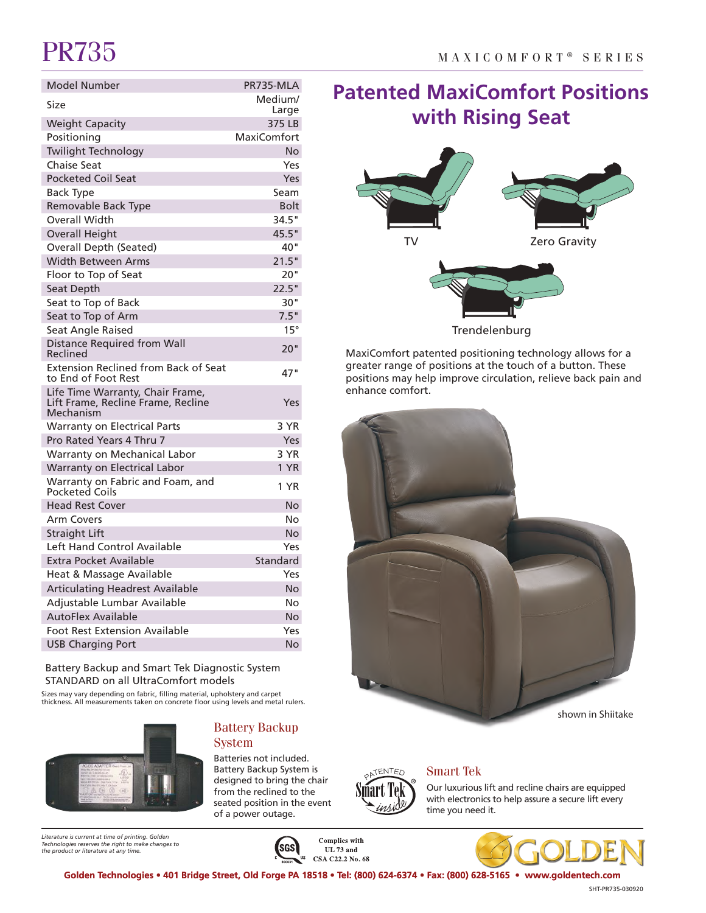# PR735

MAXICOMFORT® SERIES

| | |
|---|---|
| Model Number | PR735-MLA |
| Size | Medium/ Large |
| Weight Capacity | 375 LB |
| Positioning | MaxiComfort |
| Twilight Technology | No |
| Chaise Seat | Yes |
| Pocketed Coil Seat | Yes |
| Back Type | Seam |
| Removable Back Type | Bolt |
| Overall Width | 34.5" |
| Overall Height | 45.5" |
| Overall Depth (Seated) | 40" |
| Width Between Arms | 21.5" |
| Floor to Top of Seat | 20" |
| Seat Depth | 22.5" |
| Seat to Top of Back | 30" |
| Seat to Top of Arm | 7.5" |
| Seat Angle Raised | 15° |
| Distance Required from Wall Reclined | 20" |
| Extension Reclined from Back of Seat to End of Foot Rest | 47" |
| Life Time Warranty, Chair Frame, Lift Frame, Recline Frame, Recline Mechanism | Yes |
| Warranty on Electrical Parts | 3 YR |
| Pro Rated Years 4 Thru 7 | Yes |
| Warranty on Mechanical Labor | 3 YR |
| Warranty on Electrical Labor | 1 YR |
| Warranty on Fabric and Foam, and Pocketed Coils | 1 YR |
| Head Rest Cover | No |
| Arm Covers | No |
| Straight Lift | No |
| Left Hand Control Available | Yes |
| Extra Pocket Available | Standard |
| Heat & Massage Available | Yes |
| Articulating Headrest Available | No |
| Adjustable Lumbar Available | No |
| AutoFlex Available | No |
| Foot Rest Extension Available | Yes |
| USB Charging Port | No |

Battery Backup and Smart Tek Diagnostic System STANDARD on all UltraComfort models

Sizes may vary depending on fabric, filling material, upholstery and carpet thickness. All measurements taken on concrete floor using levels and metal rulers.

## Patented MaxiComfort Positions with Rising Seat

TV

Zero Gravity

Trendelenburg

MaxiComfort patented positioning technology allows for a greater range of positions at the touch of a button. These positions may help improve circulation, relieve back pain and enhance comfort.

shown in Shiitake

### Battery Backup System

Batteries not included. Battery Backup System is designed to bring the chair from the reclined to the seated position in the event of a power outage.

### Smart Tek

Our luxurious lift and recline chairs are equipped with electronics to help assure a secure lift every time you need it.

*Literature is current at time of printing. Golden Technologies reserves the right to make changes to the product or literature at any time.*

Complies with UL 73 and CSA C22.2 No. 68

**Golden Technologies • 401 Bridge Street, Old Forge PA 18518 • Tel: (800) 624-6374 • Fax: (800) 628-5165 • www.goldentech.com**

SHT-PR735-030920